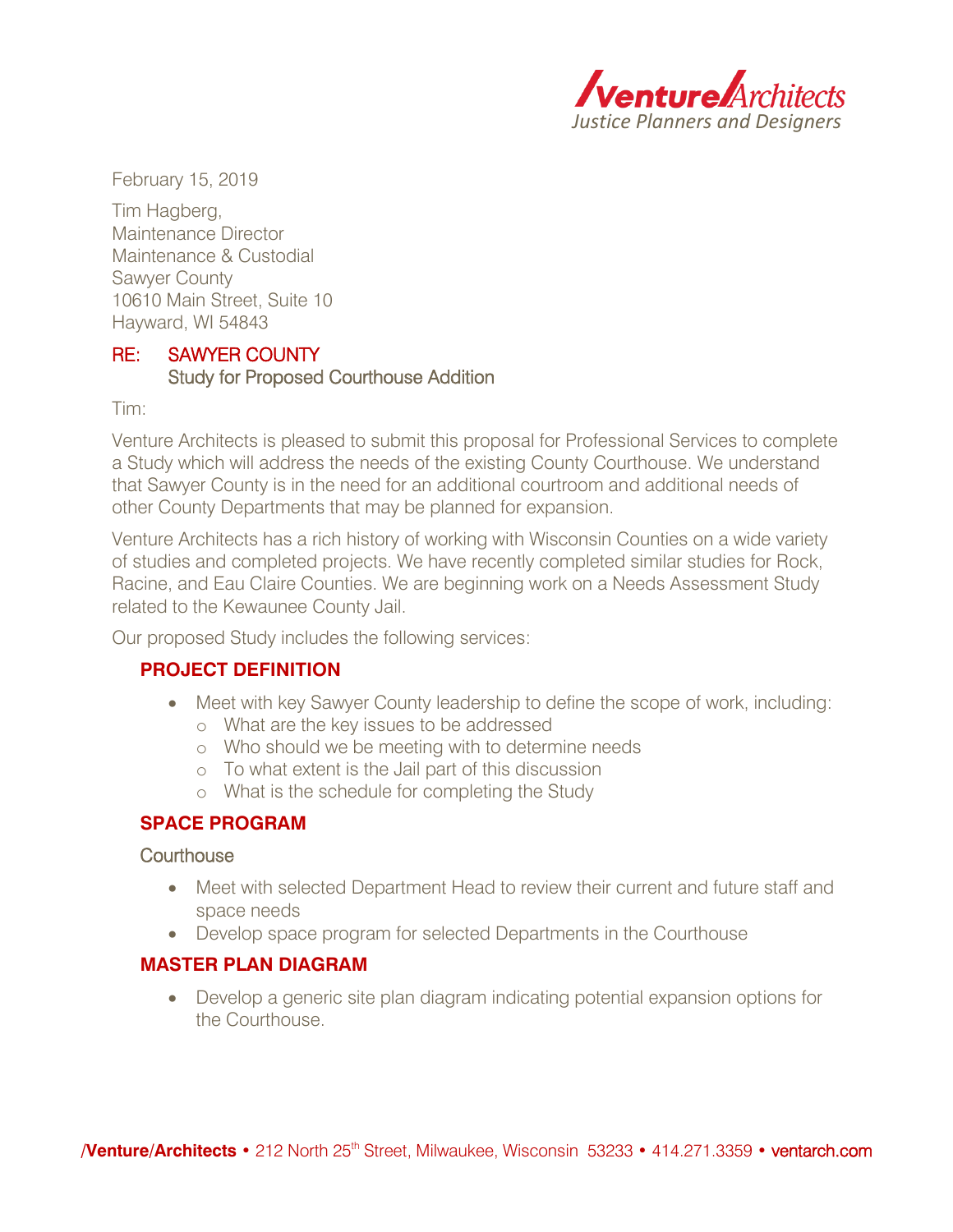/Venture/Architects
*Justice Planners and Designers*

February 15, 2019

Tim Hagberg,
Maintenance Director
Maintenance & Custodial
Sawyer County
10610 Main Street, Suite 10
Hayward, WI 54843

RE: SAWYER COUNTY
Study for Proposed Courthouse Addition

Tim:

Venture Architects is pleased to submit this proposal for Professional Services to complete a Study which will address the needs of the existing County Courthouse. We understand that Sawyer County is in the need for an additional courtroom and additional needs of other County Departments that may be planned for expansion.

Venture Architects has a rich history of working with Wisconsin Counties on a wide variety of studies and completed projects. We have recently completed similar studies for Rock, Racine, and Eau Claire Counties. We are beginning work on a Needs Assessment Study related to the Kewaunee County Jail.

Our proposed Study includes the following services:

## PROJECT DEFINITION

- Meet with key Sawyer County leadership to define the scope of work, including:
  - What are the key issues to be addressed
  - Who should we be meeting with to determine needs
  - To what extent is the Jail part of this discussion
  - What is the schedule for completing the Study

## SPACE PROGRAM

### Courthouse

- Meet with selected Department Head to review their current and future staff and space needs
- Develop space program for selected Departments in the Courthouse

## MASTER PLAN DIAGRAM

- Develop a generic site plan diagram indicating potential expansion options for the Courthouse.

/Venture/Architects • 212 North 25th Street, Milwaukee, Wisconsin 53233 • 414.271.3359 • ventarch.com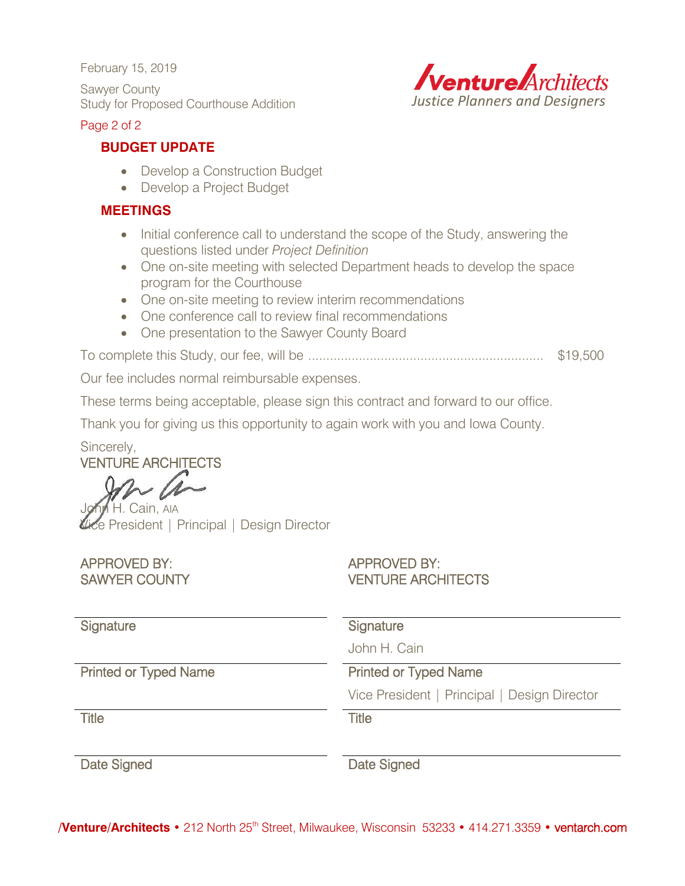February 15, 2019

Sawyer County
Study for Proposed Courthouse Addition

## BUDGET UPDATE

- Develop a Construction Budget
- Develop a Project Budget

## MEETINGS

- Initial conference call to understand the scope of the Study, answering the questions listed under *Project Definition*
- One on-site meeting with selected Department heads to develop the space program for the Courthouse
- One on-site meeting to review interim recommendations
- One conference call to review final recommendations
- One presentation to the Sawyer County Board

To complete this Study, our fee, will be ................................................................ $19,500

Our fee includes normal reimbursable expenses.

These terms being acceptable, please sign this contract and forward to our office.

Thank you for giving us this opportunity to again work with you and Iowa County.

Sincerely,
VENTURE ARCHITECTS

John H. Cain, AIA
Vice President | Principal | Design Director

| APPROVED BY: SAWYER COUNTY | APPROVED BY: VENTURE ARCHITECTS |
|---|---|
| | |
| Signature | Signature |
| | John H. Cain |
| Printed or Typed Name | Printed or Typed Name |
| | Vice President \| Principal \| Design Director |
| Title | Title |
| | |
| Date Signed | Date Signed |

/Venture/Architects • 212 North 25th Street, Milwaukee, Wisconsin 53233 • 414.271.3359 • ventarch.com